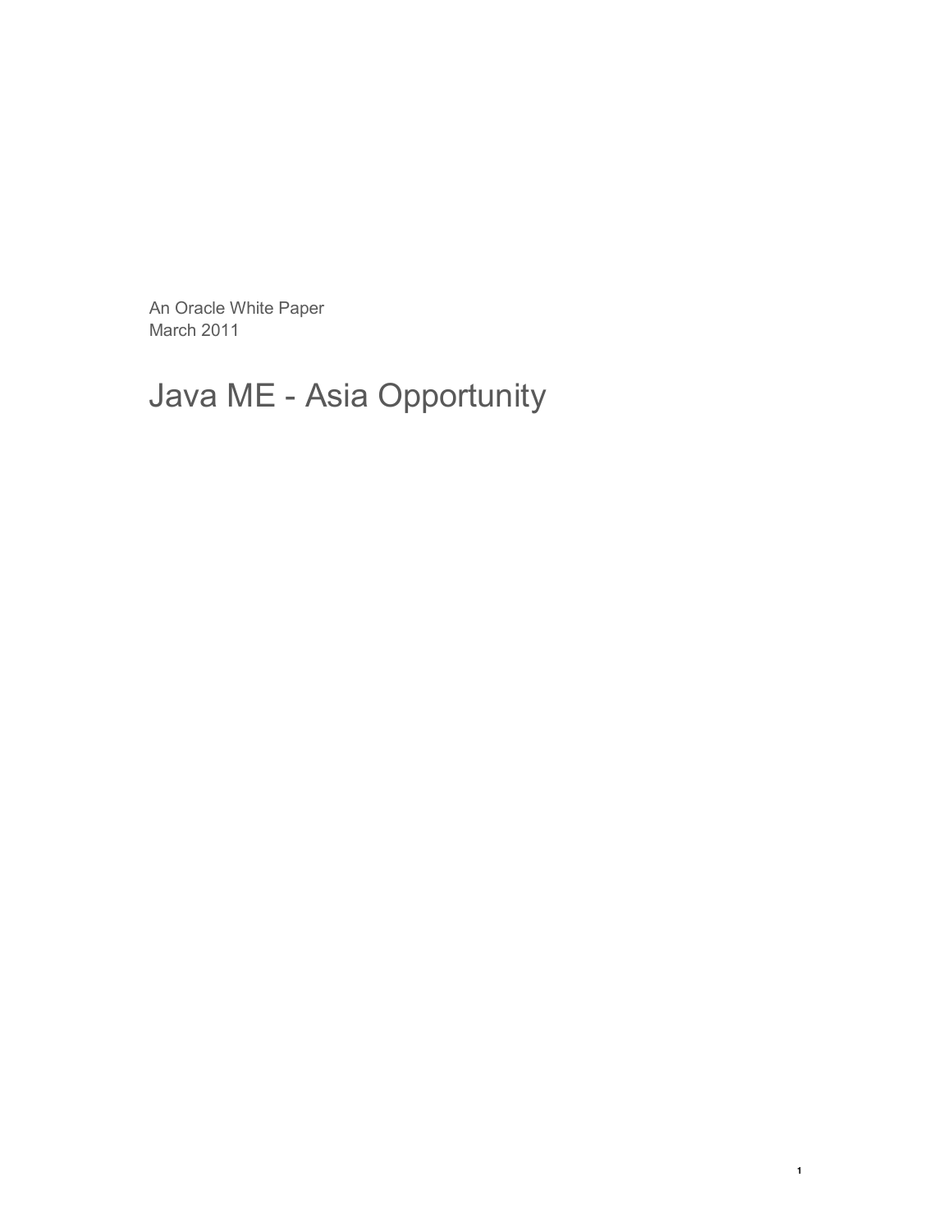An Oracle White Paper
March 2011

# Java ME - Asia Opportunity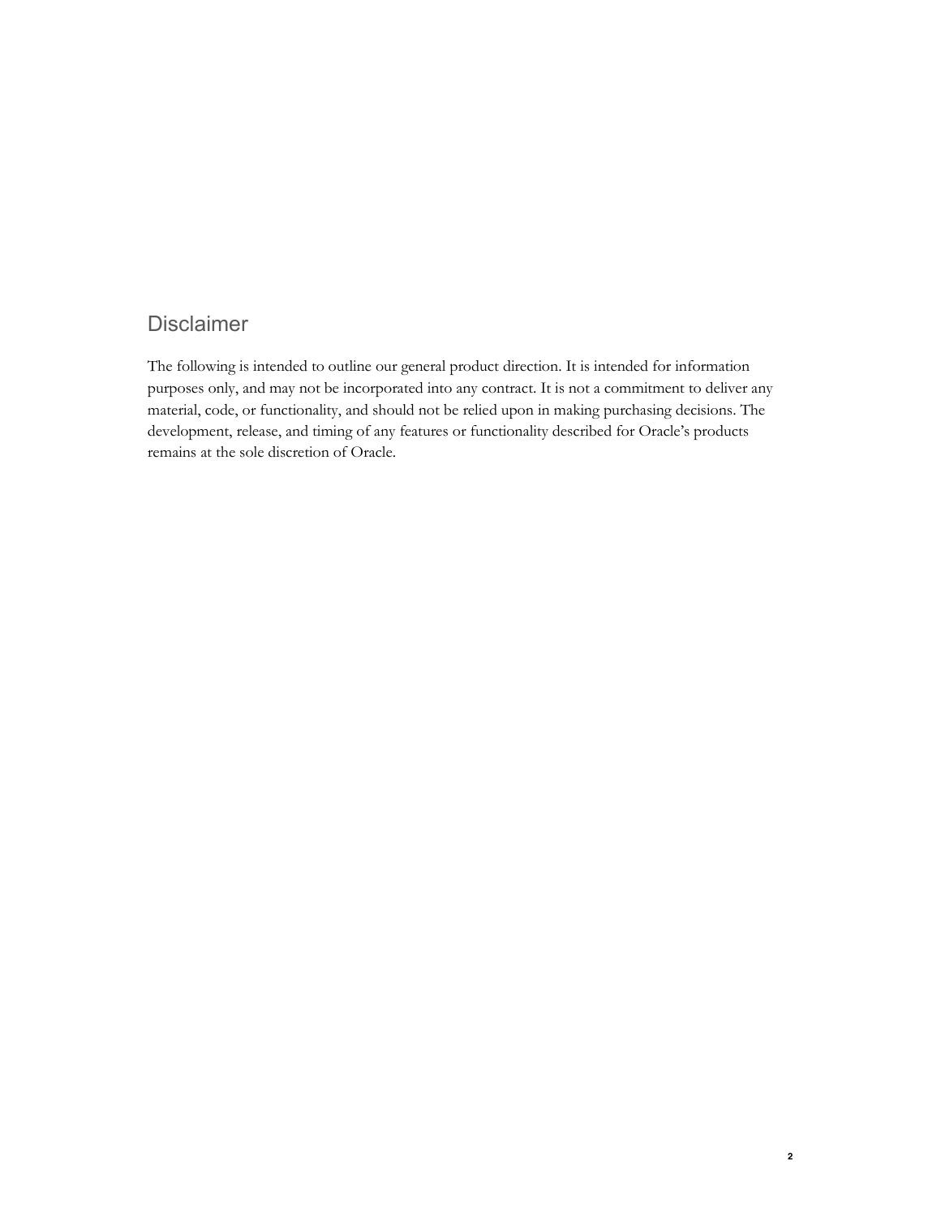## Disclaimer

The following is intended to outline our general product direction. It is intended for information purposes only, and may not be incorporated into any contract. It is not a commitment to deliver any material, code, or functionality, and should not be relied upon in making purchasing decisions. The development, release, and timing of any features or functionality described for Oracle's products remains at the sole discretion of Oracle.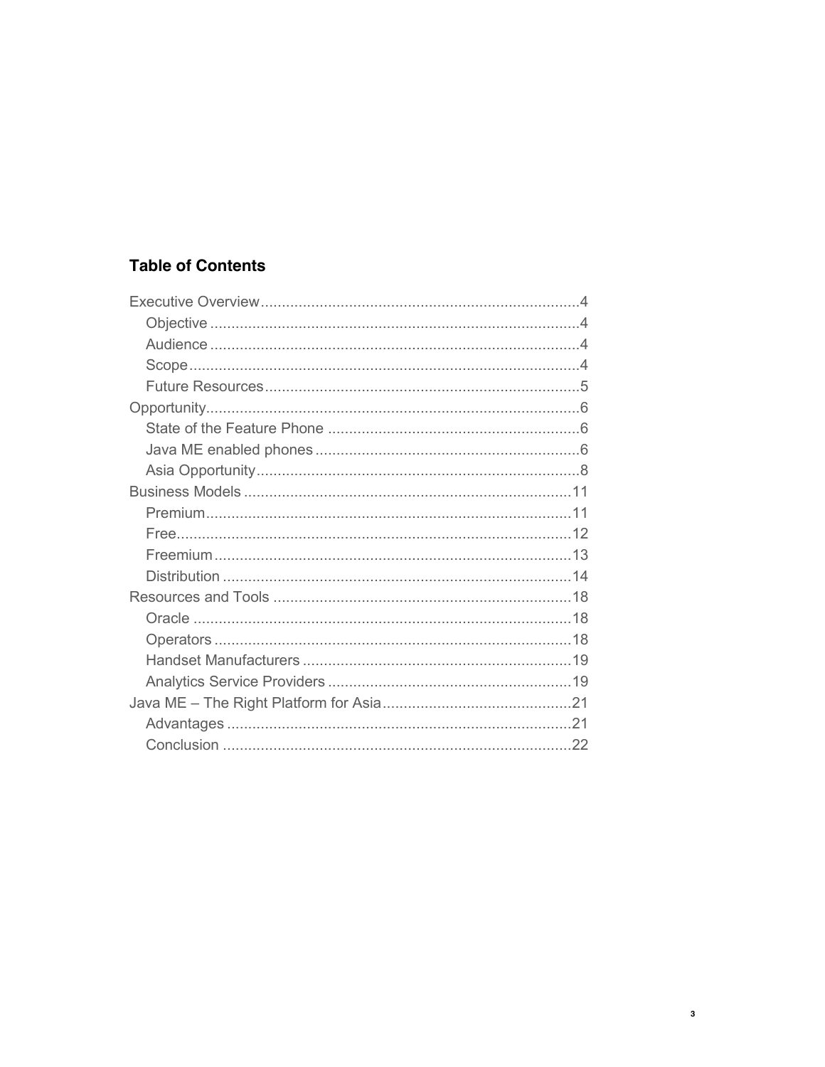## Table of Contents

- Executive Overview ..... 4
  - Objective ..... 4
  - Audience ..... 4
  - Scope ..... 4
  - Future Resources ..... 5
- Opportunity ..... 6
  - State of the Feature Phone ..... 6
  - Java ME enabled phones ..... 6
  - Asia Opportunity ..... 8
- Business Models ..... 11
  - Premium ..... 11
  - Free ..... 12
  - Freemium ..... 13
  - Distribution ..... 14
- Resources and Tools ..... 18
  - Oracle ..... 18
  - Operators ..... 18
  - Handset Manufacturers ..... 19
  - Analytics Service Providers ..... 19
- Java ME – The Right Platform for Asia ..... 21
  - Advantages ..... 21
  - Conclusion ..... 22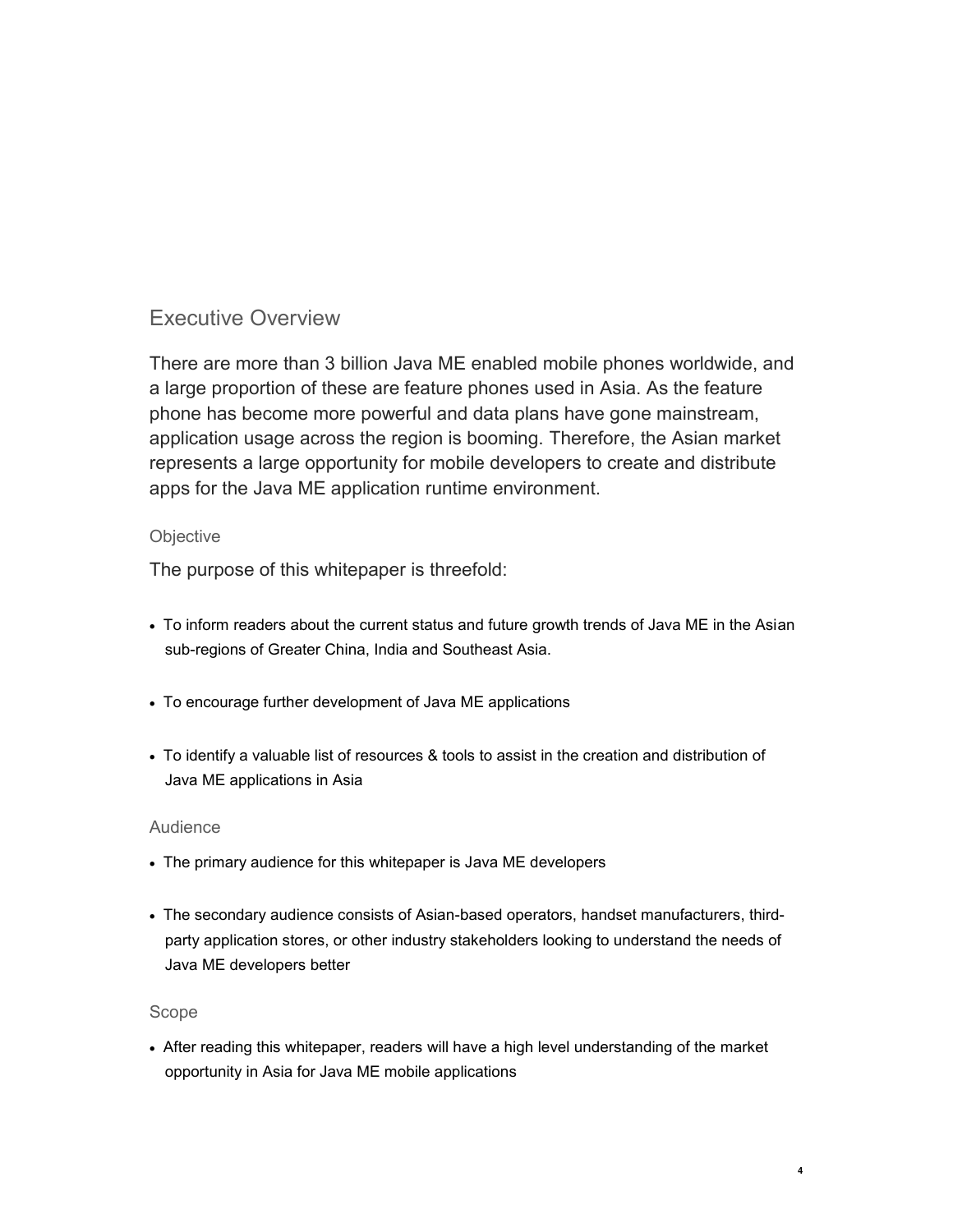## Executive Overview

There are more than 3 billion Java ME enabled mobile phones worldwide, and a large proportion of these are feature phones used in Asia. As the feature phone has become more powerful and data plans have gone mainstream, application usage across the region is booming. Therefore, the Asian market represents a large opportunity for mobile developers to create and distribute apps for the Java ME application runtime environment.

### Objective

The purpose of this whitepaper is threefold:

- To inform readers about the current status and future growth trends of Java ME in the Asian sub-regions of Greater China, India and Southeast Asia.
- To encourage further development of Java ME applications
- To identify a valuable list of resources & tools to assist in the creation and distribution of Java ME applications in Asia

### Audience

- The primary audience for this whitepaper is Java ME developers
- The secondary audience consists of Asian-based operators, handset manufacturers, third-party application stores, or other industry stakeholders looking to understand the needs of Java ME developers better

### Scope

- After reading this whitepaper, readers will have a high level understanding of the market opportunity in Asia for Java ME mobile applications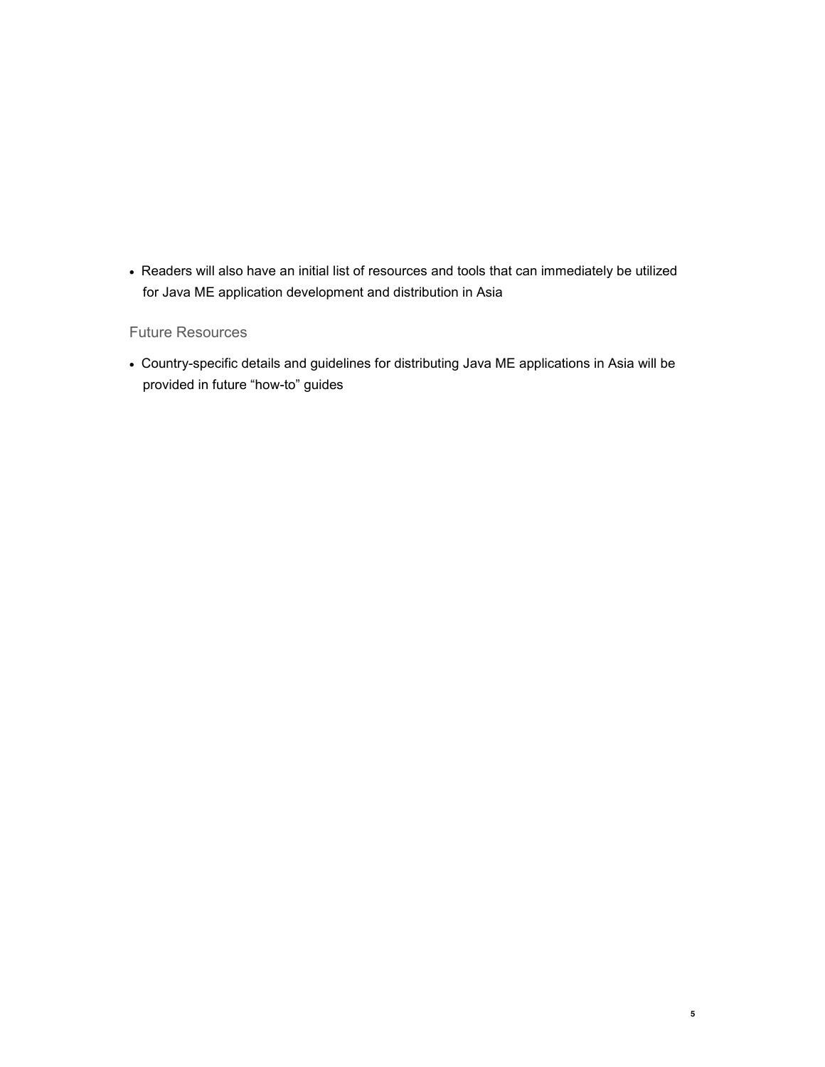- Readers will also have an initial list of resources and tools that can immediately be utilized for Java ME application development and distribution in Asia

### Future Resources

- Country-specific details and guidelines for distributing Java ME applications in Asia will be provided in future "how-to" guides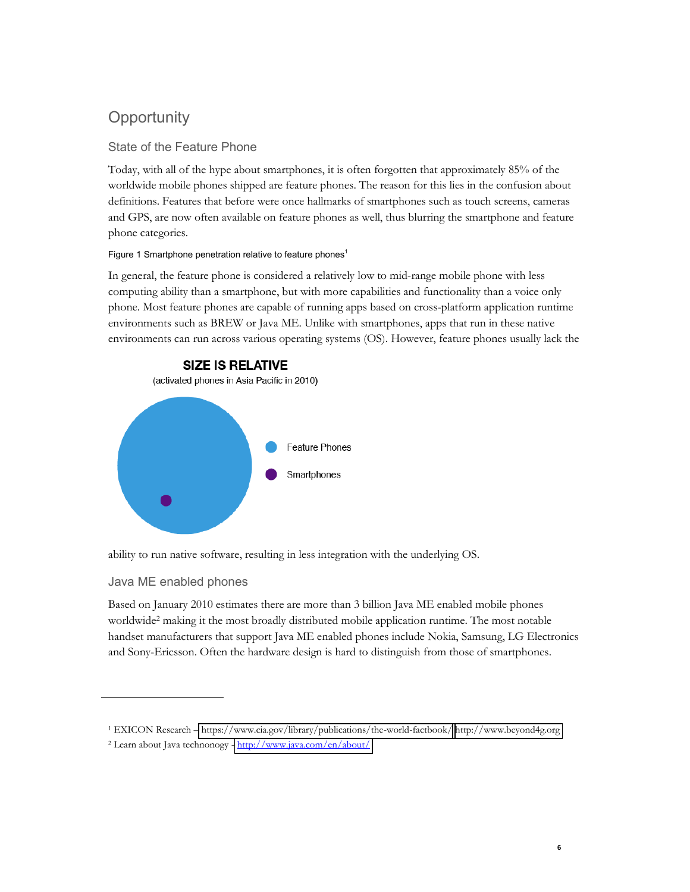# Opportunity

## State of the Feature Phone

Today, with all of the hype about smartphones, it is often forgotten that approximately 85% of the worldwide mobile phones shipped are feature phones. The reason for this lies in the confusion about definitions. Features that before were once hallmarks of smartphones such as touch screens, cameras and GPS, are now often available on feature phones as well, thus blurring the smartphone and feature phone categories.

Figure 1 Smartphone penetration relative to feature phones[1]

In general, the feature phone is considered a relatively low to mid-range mobile phone with less computing ability than a smartphone, but with more capabilities and functionality than a voice only phone. Most feature phones are capable of running apps based on cross-platform application runtime environments such as BREW or Java ME. Unlike with smartphones, apps that run in these native environments can run across various operating systems (OS). However, feature phones usually lack the

**SIZE IS RELATIVE**

(activated phones in Asia Pacific in 2010)

Feature Phones

Smartphones

ability to run native software, resulting in less integration with the underlying OS.

## Java ME enabled phones

Based on January 2010 estimates there are more than 3 billion Java ME enabled mobile phones worldwide[2] making it the most broadly distributed mobile application runtime. The most notable handset manufacturers that support Java ME enabled phones include Nokia, Samsung, LG Electronics and Sony-Ericsson. Often the hardware design is hard to distinguish from those of smartphones.

---

[1] EXICON Research – https://www.cia.gov/library/publications/the-world-factbook/ http://www.beyond4g.org

[2] Learn about Java technonogy - http://www.java.com/en/about/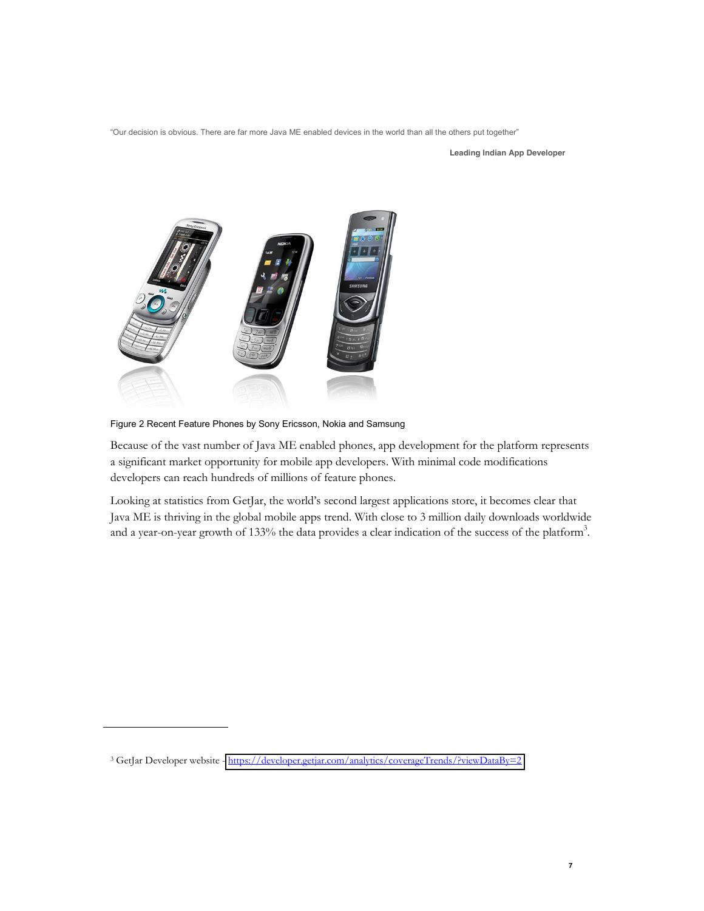"Our decision is obvious. There are far more Java ME enabled devices in the world than all the others put together"

**Leading Indian App Developer**

Figure 2 Recent Feature Phones by Sony Ericsson, Nokia and Samsung

Because of the vast number of Java ME enabled phones, app development for the platform represents a significant market opportunity for mobile app developers. With minimal code modifications developers can reach hundreds of millions of feature phones.

Looking at statistics from GetJar, the world's second largest applications store, it becomes clear that Java ME is thriving in the global mobile apps trend. With close to 3 million daily downloads worldwide and a year-on-year growth of 133% the data provides a clear indication of the success of the platform[3].

[3] GetJar Developer website - https://developer.getjar.com/analytics/coverageTrends/?viewDataBy=2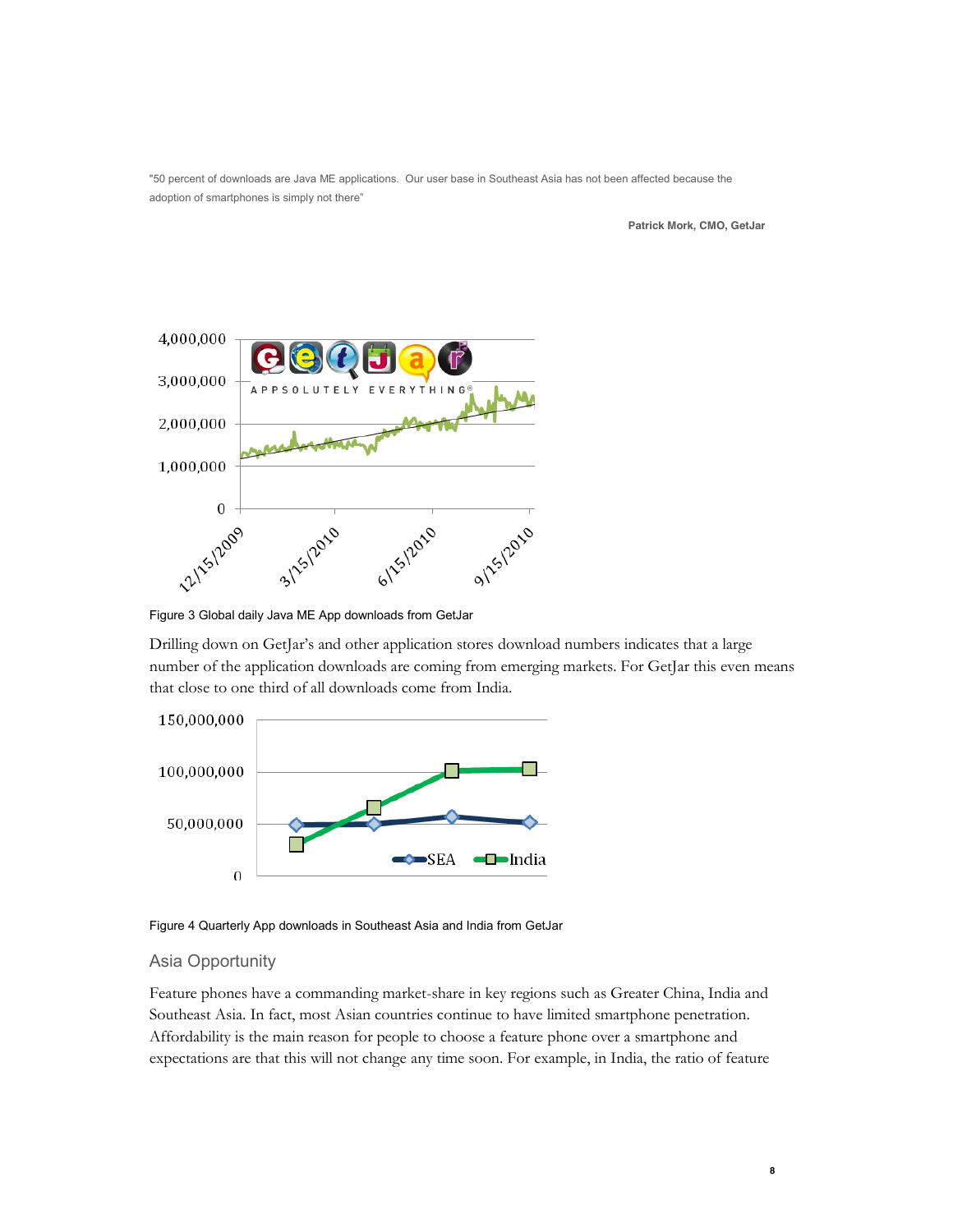"50 percent of downloads are Java ME applications. Our user base in Southeast Asia has not been affected because the adoption of smartphones is simply not there"

**Patrick Mork, CMO, GetJar**

Figure 3 Global daily Java ME App downloads from GetJar

Drilling down on GetJar's and other application stores download numbers indicates that a large number of the application downloads are coming from emerging markets. For GetJar this even means that close to one third of all downloads come from India.

Figure 4 Quarterly App downloads in Southeast Asia and India from GetJar

## Asia Opportunity

Feature phones have a commanding market-share in key regions such as Greater China, India and Southeast Asia. In fact, most Asian countries continue to have limited smartphone penetration. Affordability is the main reason for people to choose a feature phone over a smartphone and expectations are that this will not change any time soon. For example, in India, the ratio of feature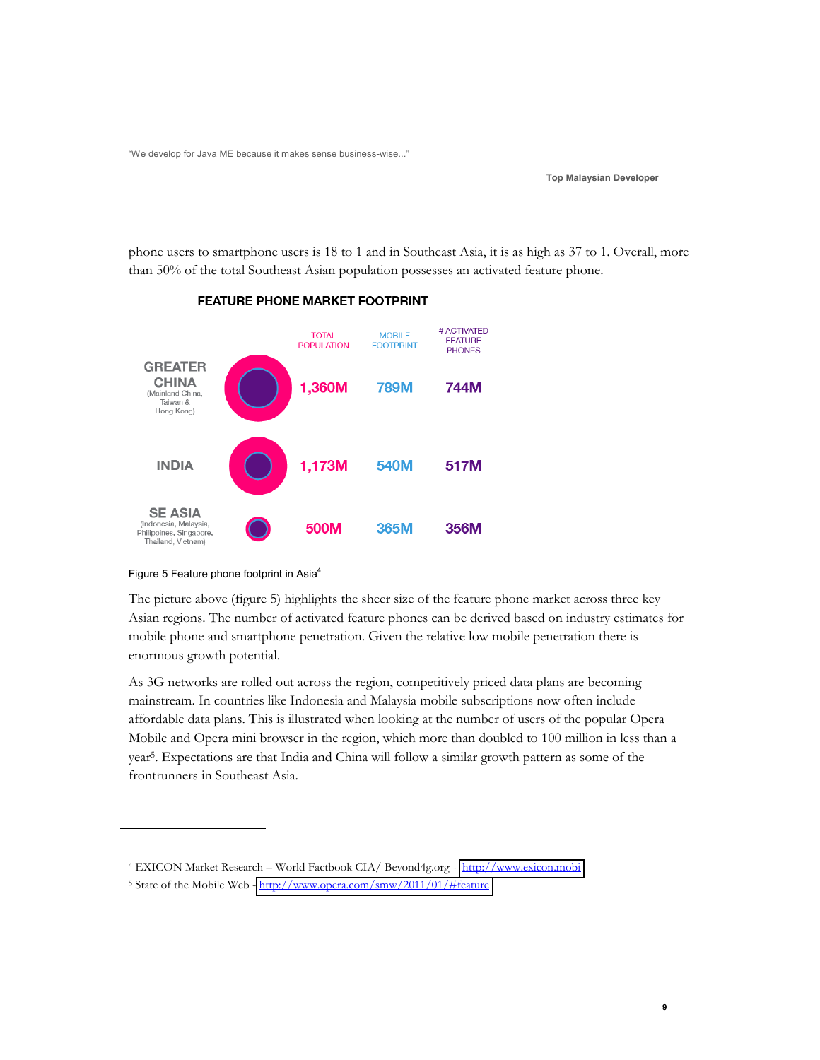> "We develop for Java ME because it makes sense business-wise..."
>
> **Top Malaysian Developer**

phone users to smartphone users is 18 to 1 and in Southeast Asia, it is as high as 37 to 1. Overall, more than 50% of the total Southeast Asian population possesses an activated feature phone.

**FEATURE PHONE MARKET FOOTPRINT**

| | TOTAL POPULATION | MOBILE FOOTPRINT | # ACTIVATED FEATURE PHONES |
|---|---|---|---|
| GREATER CHINA (Mainland China, Taiwan & Hong Kong) | 1,360M | 789M | 744M |
| INDIA | 1,173M | 540M | 517M |
| SE ASIA (Indonesia, Malaysia, Philippines, Singapore, Thailand, Vietnam) | 500M | 365M | 356M |

Figure 5 Feature phone footprint in Asia[4]

The picture above (figure 5) highlights the sheer size of the feature phone market across three key Asian regions. The number of activated feature phones can be derived based on industry estimates for mobile phone and smartphone penetration. Given the relative low mobile penetration there is enormous growth potential.

As 3G networks are rolled out across the region, competitively priced data plans are becoming mainstream. In countries like Indonesia and Malaysia mobile subscriptions now often include affordable data plans. This is illustrated when looking at the number of users of the popular Opera Mobile and Opera mini browser in the region, which more than doubled to 100 million in less than a year[5]. Expectations are that India and China will follow a similar growth pattern as some of the frontrunners in Southeast Asia.

---

[4] EXICON Market Research – World Factbook CIA/ Beyond4g.org - http://www.exicon.mobi

[5] State of the Mobile Web - http://www.opera.com/smw/2011/01/#feature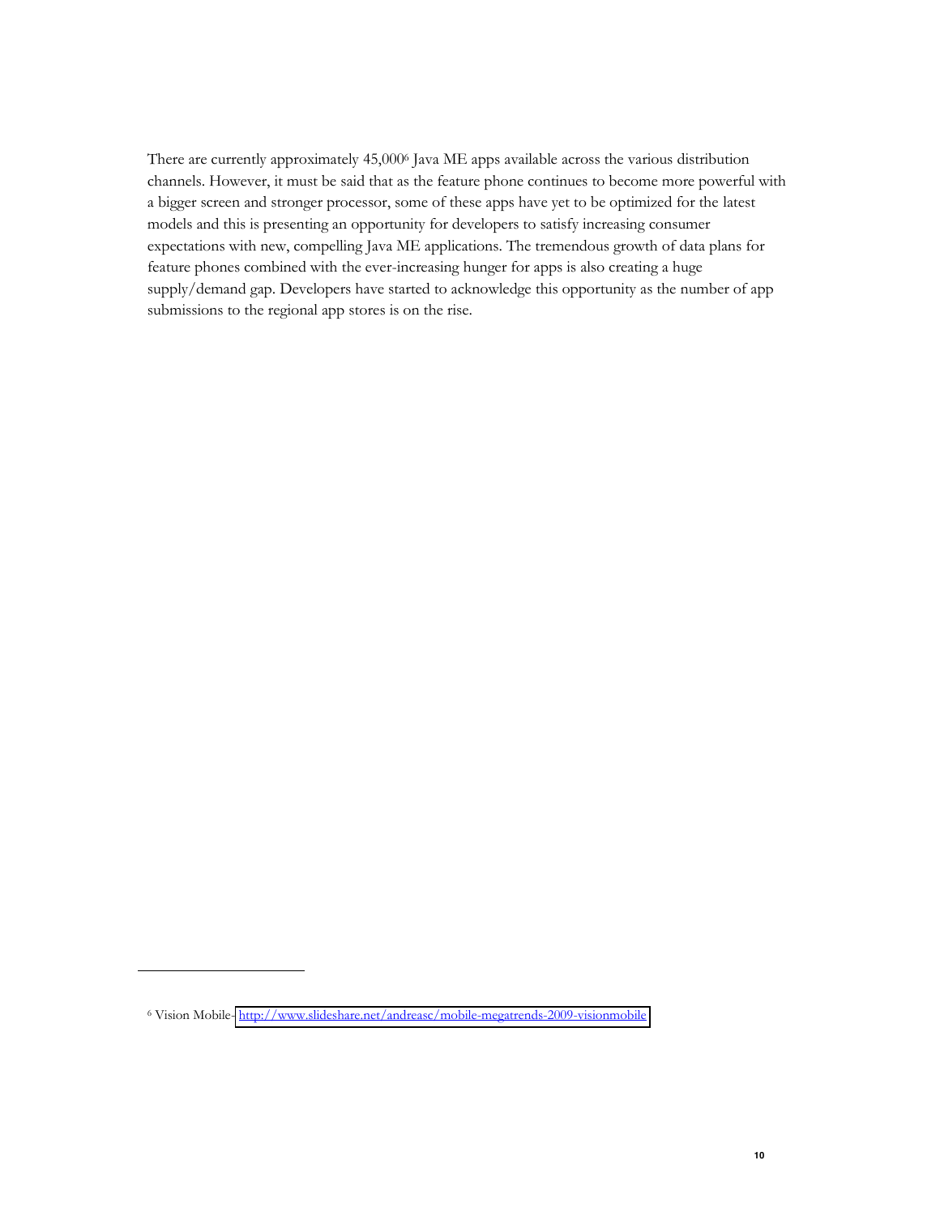There are currently approximately 45,000[6] Java ME apps available across the various distribution channels. However, it must be said that as the feature phone continues to become more powerful with a bigger screen and stronger processor, some of these apps have yet to be optimized for the latest models and this is presenting an opportunity for developers to satisfy increasing consumer expectations with new, compelling Java ME applications. The tremendous growth of data plans for feature phones combined with the ever-increasing hunger for apps is also creating a huge supply/demand gap. Developers have started to acknowledge this opportunity as the number of app submissions to the regional app stores is on the rise.

---

[6] Vision Mobile- http://www.slideshare.net/andreasc/mobile-megatrends-2009-visionmobile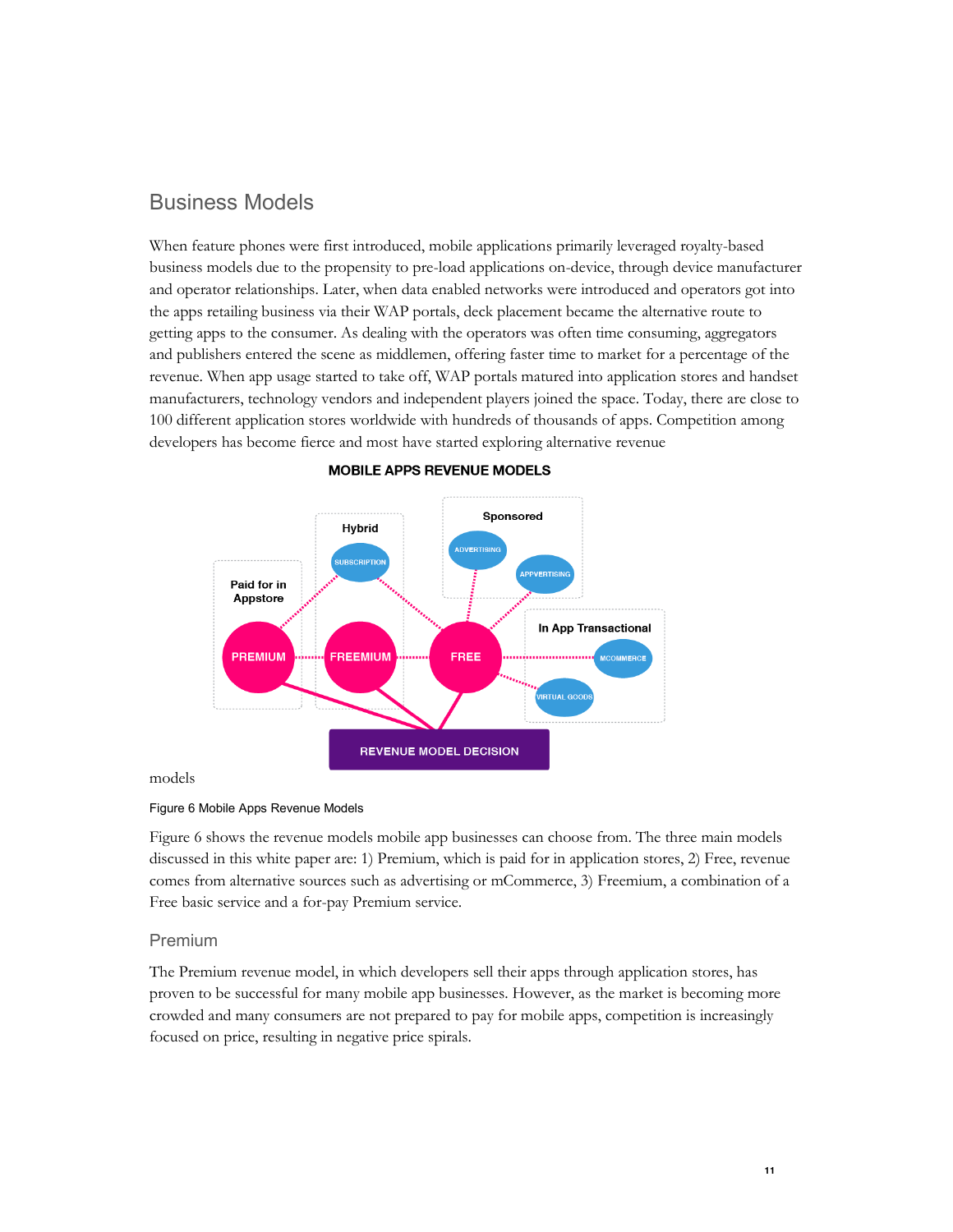## Business Models

When feature phones were first introduced, mobile applications primarily leveraged royalty-based business models due to the propensity to pre-load applications on-device, through device manufacturer and operator relationships. Later, when data enabled networks were introduced and operators got into the apps retailing business via their WAP portals, deck placement became the alternative route to getting apps to the consumer. As dealing with the operators was often time consuming, aggregators and publishers entered the scene as middlemen, offering faster time to market for a percentage of the revenue. When app usage started to take off, WAP portals matured into application stores and handset manufacturers, technology vendors and independent players joined the space. Today, there are close to 100 different application stores worldwide with hundreds of thousands of apps. Competition among developers has become fierce and most have started exploring alternative revenue models

Figure 6 Mobile Apps Revenue Models

Figure 6 shows the revenue models mobile app businesses can choose from. The three main models discussed in this white paper are: 1) Premium, which is paid for in application stores, 2) Free, revenue comes from alternative sources such as advertising or mCommerce, 3) Freemium, a combination of a Free basic service and a for-pay Premium service.

### Premium

The Premium revenue model, in which developers sell their apps through application stores, has proven to be successful for many mobile app businesses. However, as the market is becoming more crowded and many consumers are not prepared to pay for mobile apps, competition is increasingly focused on price, resulting in negative price spirals.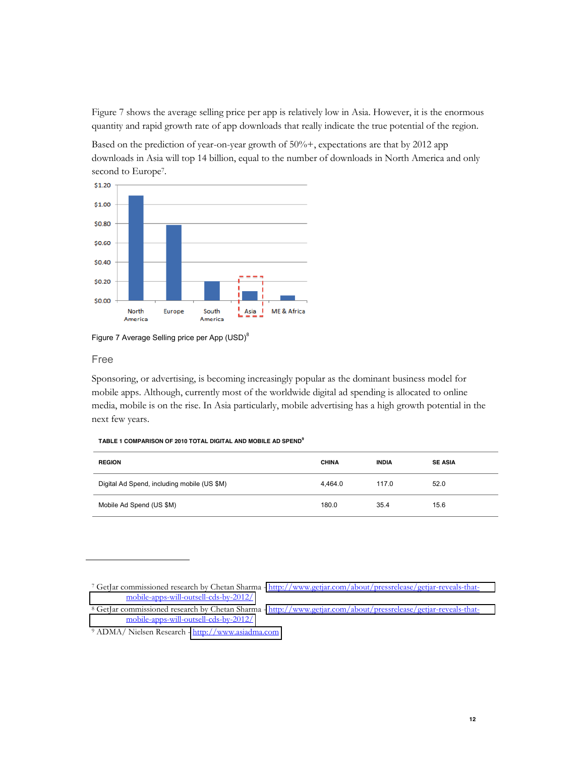Figure 7 shows the average selling price per app is relatively low in Asia. However, it is the enormous quantity and rapid growth rate of app downloads that really indicate the true potential of the region.

Based on the prediction of year-on-year growth of 50%+, expectations are that by 2012 app downloads in Asia will top 14 billion, equal to the number of downloads in North America and only second to Europe[7].

Figure 7 Average Selling price per App (USD)[8]

## Free

Sponsoring, or advertising, is becoming increasingly popular as the dominant business model for mobile apps. Although, currently most of the worldwide digital ad spending is allocated to online media, mobile is on the rise. In Asia particularly, mobile advertising has a high growth potential in the next few years.

**TABLE 1 COMPARISON OF 2010 TOTAL DIGITAL AND MOBILE AD SPEND[9]**

| REGION | CHINA | INDIA | SE ASIA |
|---|---|---|---|
| Digital Ad Spend, including mobile (US $M) | 4,464.0 | 117.0 | 52.0 |
| Mobile Ad Spend (US $M) | 180.0 | 35.4 | 15.6 |

---

[7] GetJar commissioned research by Chetan Sharma - http://www.getjar.com/about/pressrelease/getjar-reveals-that-mobile-apps-will-outsell-cds-by-2012/

[8] GetJar commissioned research by Chetan Sharma - http://www.getjar.com/about/pressrelease/getjar-reveals-that-mobile-apps-will-outsell-cds-by-2012/

[9] ADMA/ Nielsen Research - http://www.asiadma.com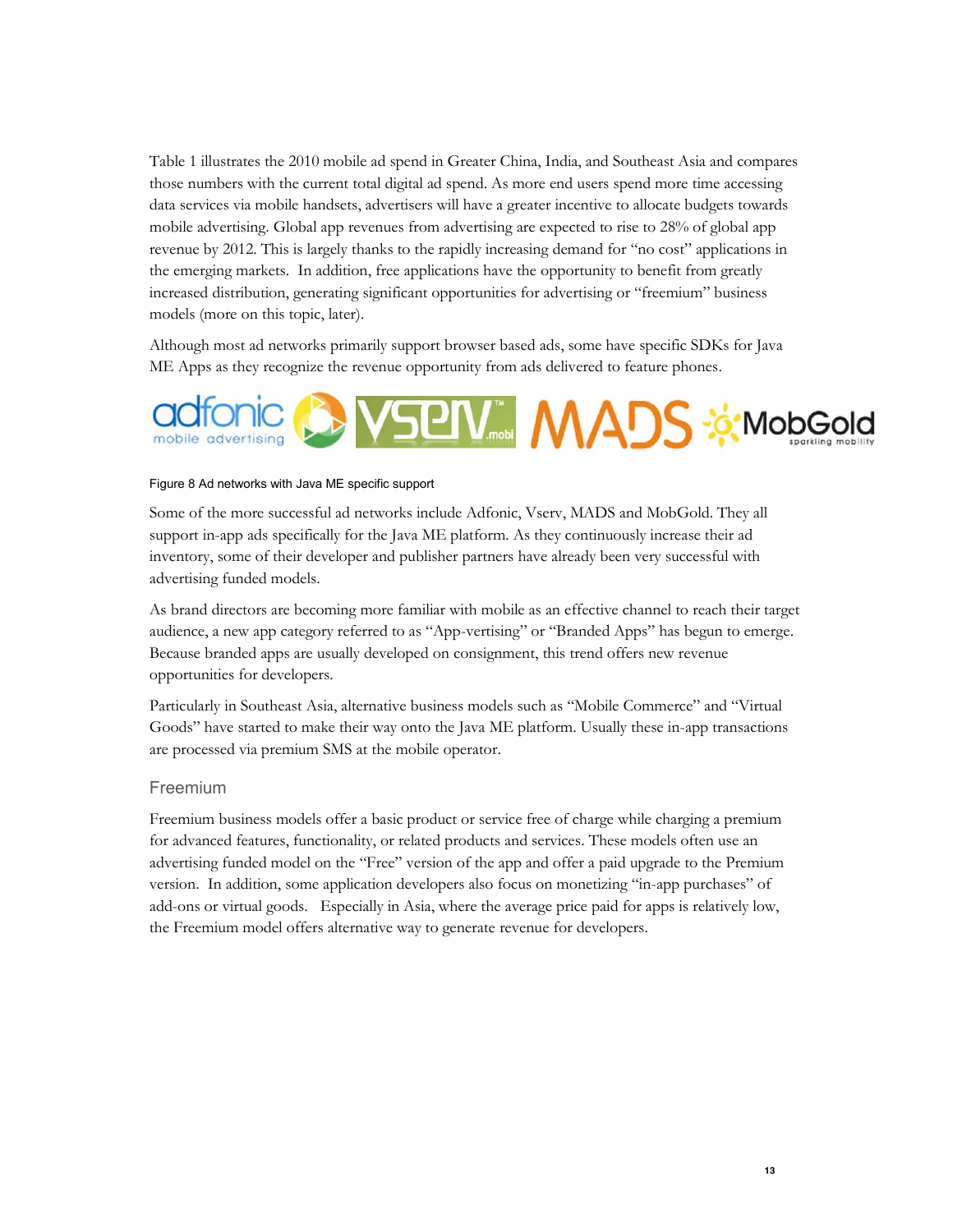Table 1 illustrates the 2010 mobile ad spend in Greater China, India, and Southeast Asia and compares those numbers with the current total digital ad spend. As more end users spend more time accessing data services via mobile handsets, advertisers will have a greater incentive to allocate budgets towards mobile advertising. Global app revenues from advertising are expected to rise to 28% of global app revenue by 2012. This is largely thanks to the rapidly increasing demand for "no cost" applications in the emerging markets. In addition, free applications have the opportunity to benefit from greatly increased distribution, generating significant opportunities for advertising or "freemium" business models (more on this topic, later).

Although most ad networks primarily support browser based ads, some have specific SDKs for Java ME Apps as they recognize the revenue opportunity from ads delivered to feature phones.

Figure 8 Ad networks with Java ME specific support

Some of the more successful ad networks include Adfonic, Vserv, MADS and MobGold. They all support in-app ads specifically for the Java ME platform. As they continuously increase their ad inventory, some of their developer and publisher partners have already been very successful with advertising funded models.

As brand directors are becoming more familiar with mobile as an effective channel to reach their target audience, a new app category referred to as "App-vertising" or "Branded Apps" has begun to emerge. Because branded apps are usually developed on consignment, this trend offers new revenue opportunities for developers.

Particularly in Southeast Asia, alternative business models such as "Mobile Commerce" and "Virtual Goods" have started to make their way onto the Java ME platform. Usually these in-app transactions are processed via premium SMS at the mobile operator.

### Freemium

Freemium business models offer a basic product or service free of charge while charging a premium for advanced features, functionality, or related products and services. These models often use an advertising funded model on the "Free" version of the app and offer a paid upgrade to the Premium version. In addition, some application developers also focus on monetizing "in-app purchases" of add-ons or virtual goods. Especially in Asia, where the average price paid for apps is relatively low, the Freemium model offers alternative way to generate revenue for developers.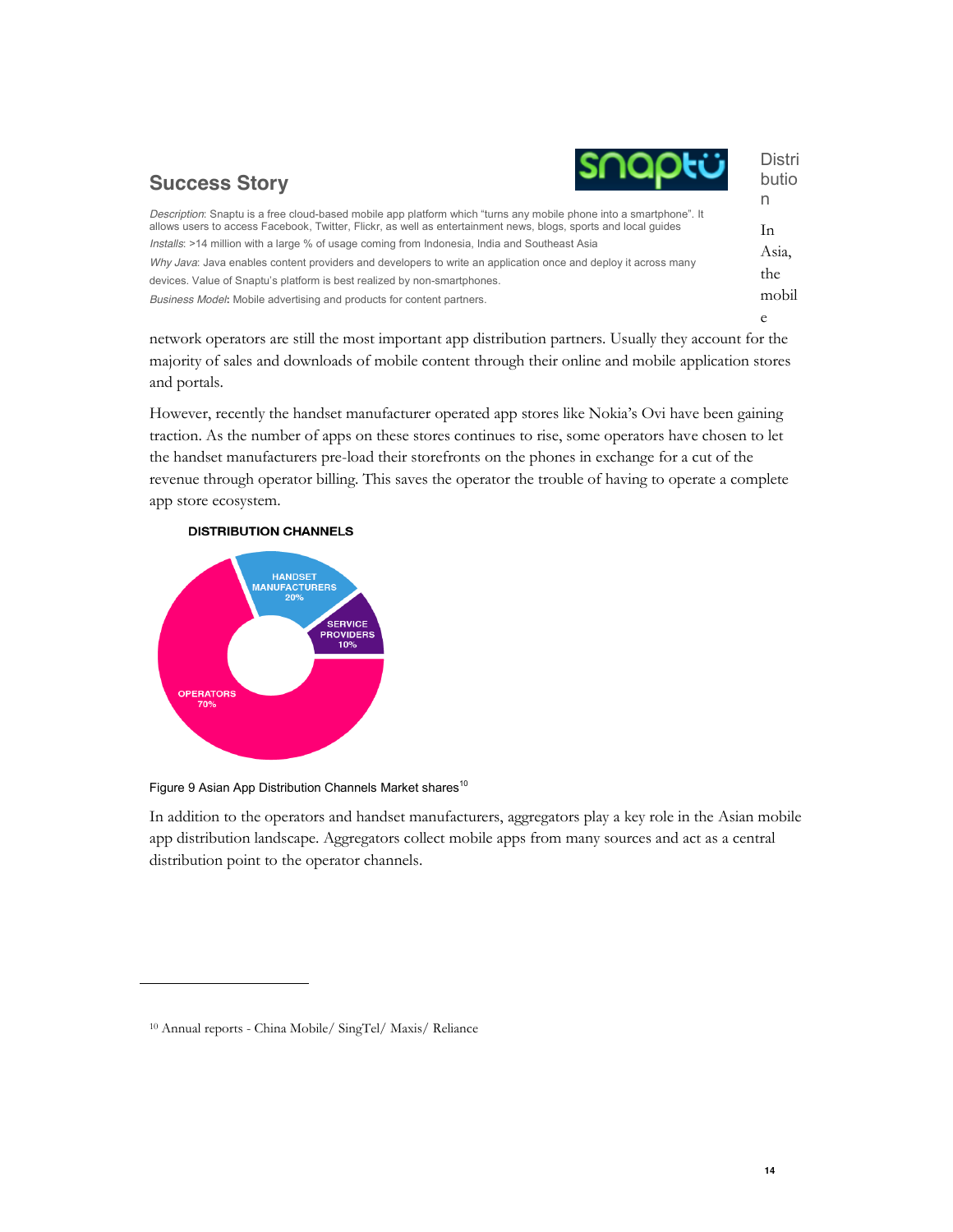## Success Story

*Description*: Snaptu is a free cloud-based mobile app platform which "turns any mobile phone into a smartphone". It allows users to access Facebook, Twitter, Flickr, as well as entertainment news, blogs, sports and local guides

*Installs*: >14 million with a large % of usage coming from Indonesia, India and Southeast Asia

*Why Java*: Java enables content providers and developers to write an application once and deploy it across many devices. Value of Snaptu's platform is best realized by non-smartphones.

*Business Model*: Mobile advertising and products for content partners.

## Distribution

In Asia, the mobile network operators are still the most important app distribution partners. Usually they account for the majority of sales and downloads of mobile content through their online and mobile application stores and portals.

However, recently the handset manufacturer operated app stores like Nokia's Ovi have been gaining traction. As the number of apps on these stores continues to rise, some operators have chosen to let the handset manufacturers pre-load their storefronts on the phones in exchange for a cut of the revenue through operator billing. This saves the operator the trouble of having to operate a complete app store ecosystem.

**DISTRIBUTION CHANNELS**

| Channel | Share |
|---|---|
| Operators | 70% |
| Handset Manufacturers | 20% |
| Service Providers | 10% |

Figure 9 Asian App Distribution Channels Market shares[10]

In addition to the operators and handset manufacturers, aggregators play a key role in the Asian mobile app distribution landscape. Aggregators collect mobile apps from many sources and act as a central distribution point to the operator channels.

[10] Annual reports - China Mobile/ SingTel/ Maxis/ Reliance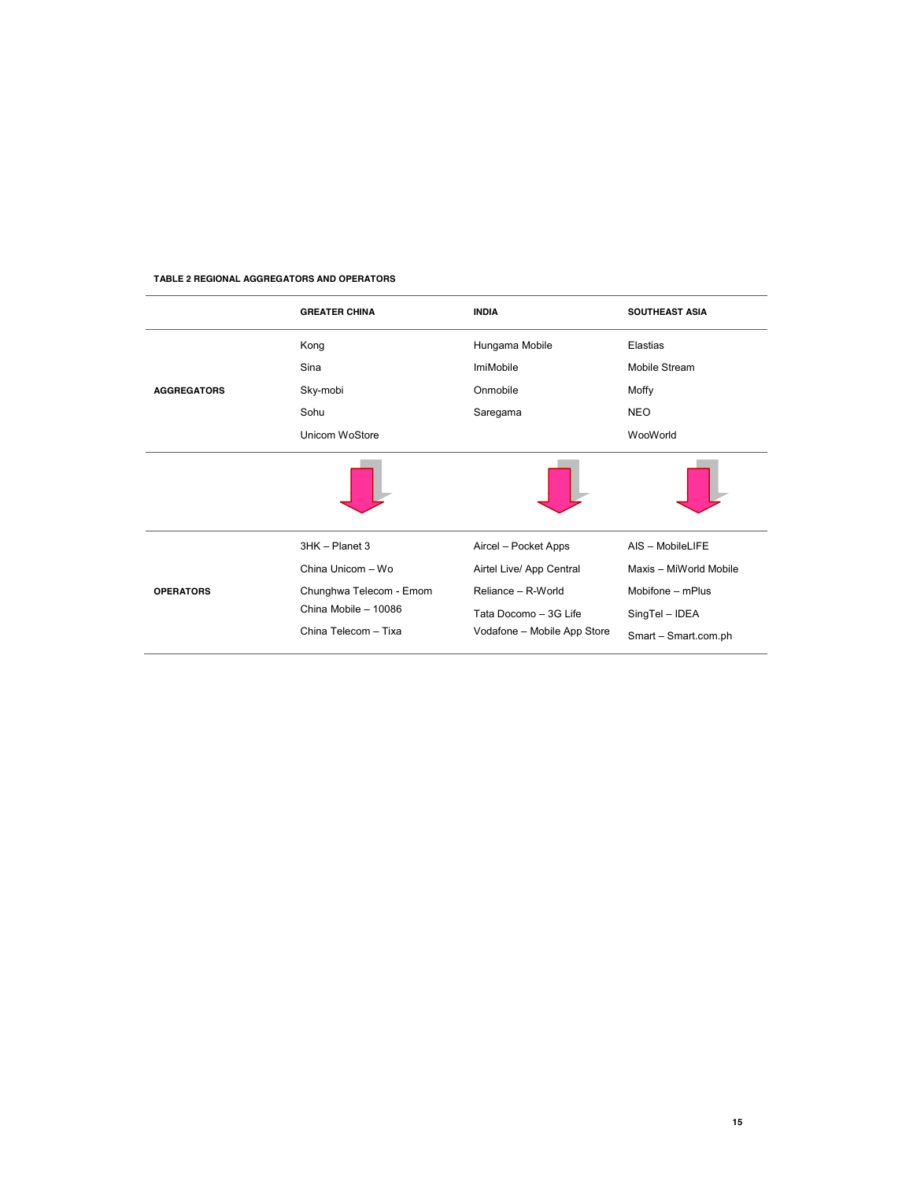**TABLE 2 REGIONAL AGGREGATORS AND OPERATORS**

| | GREATER CHINA | INDIA | SOUTHEAST ASIA |
|---|---|---|---|
| **AGGREGATORS** | Kong<br>Sina<br>Sky-mobi<br>Sohu<br>Unicom WoStore | Hungama Mobile<br>ImiMobile<br>Onmobile<br>Saregama | Elastias<br>Mobile Stream<br>Moffy<br>NEO<br>WooWorld |
| **OPERATORS** | 3HK – Planet 3<br>China Unicom – Wo<br>Chunghwa Telecom - Emom<br>China Mobile – 10086<br>China Telecom – Tixa | Aircel – Pocket Apps<br>Airtel Live/ App Central<br>Reliance – R-World<br>Tata Docomo – 3G Life<br>Vodafone – Mobile App Store | AIS – MobileLIFE<br>Maxis – MiWorld Mobile<br>Mobifone – mPlus<br>SingTel – IDEA<br>Smart – Smart.com.ph |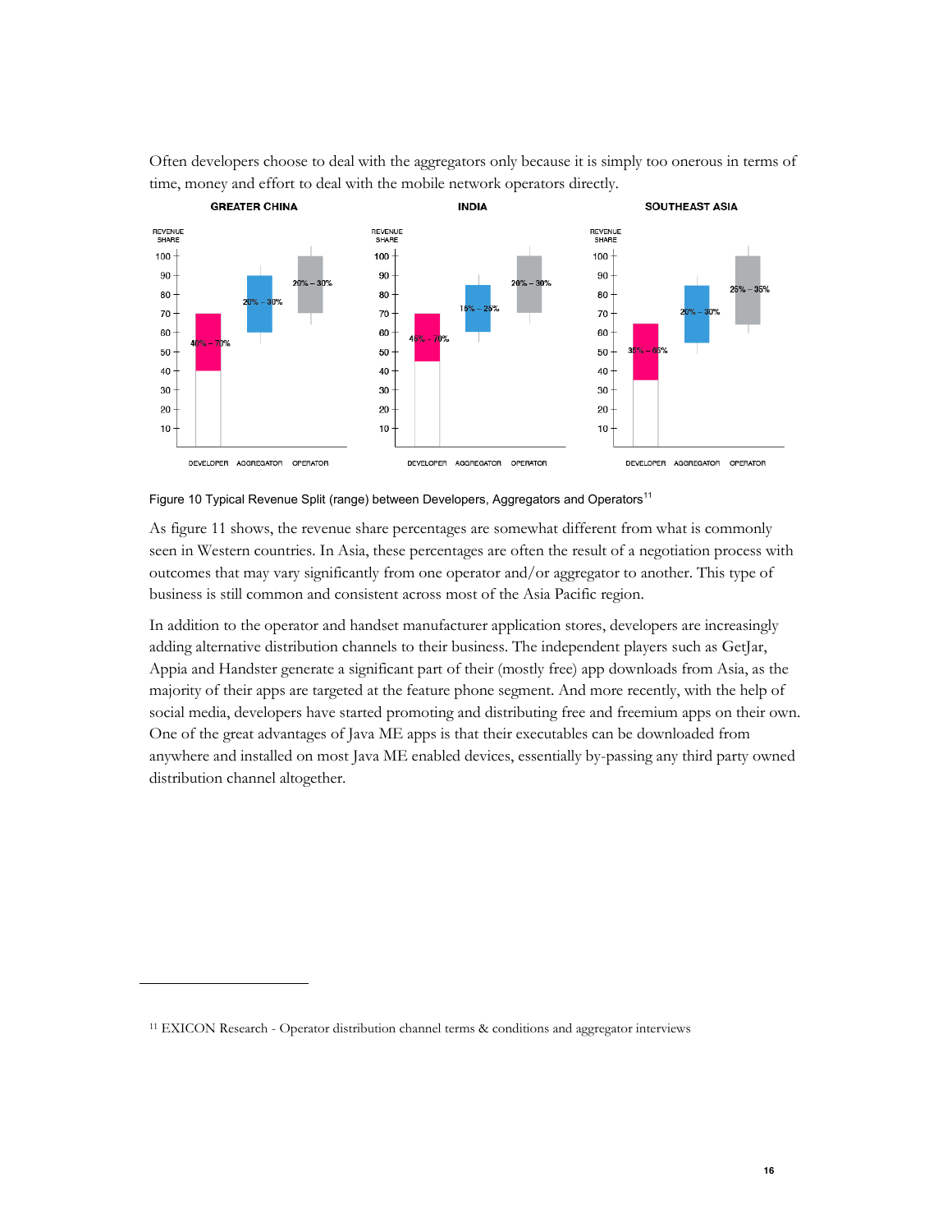Often developers choose to deal with the aggregators only because it is simply too onerous in terms of time, money and effort to deal with the mobile network operators directly.

| Region | Developer | Aggregator | Operator |
|---|---|---|---|
| GREATER CHINA | 40% – 70% | 20% – 30% | 20% – 30% |
| INDIA | 45% – 70% | 15% – 25% | 20% – 30% |
| SOUTHEAST ASIA | 35% – 65% | 20% – 30% | 25% – 35% |

Figure 10 Typical Revenue Split (range) between Developers, Aggregators and Operators[11]

As figure 11 shows, the revenue share percentages are somewhat different from what is commonly seen in Western countries. In Asia, these percentages are often the result of a negotiation process with outcomes that may vary significantly from one operator and/or aggregator to another. This type of business is still common and consistent across most of the Asia Pacific region.

In addition to the operator and handset manufacturer application stores, developers are increasingly adding alternative distribution channels to their business. The independent players such as GetJar, Appia and Handster generate a significant part of their (mostly free) app downloads from Asia, as the majority of their apps are targeted at the feature phone segment. And more recently, with the help of social media, developers have started promoting and distributing free and freemium apps on their own. One of the great advantages of Java ME apps is that their executables can be downloaded from anywhere and installed on most Java ME enabled devices, essentially by-passing any third party owned distribution channel altogether.

[11] EXICON Research - Operator distribution channel terms & conditions and aggregator interviews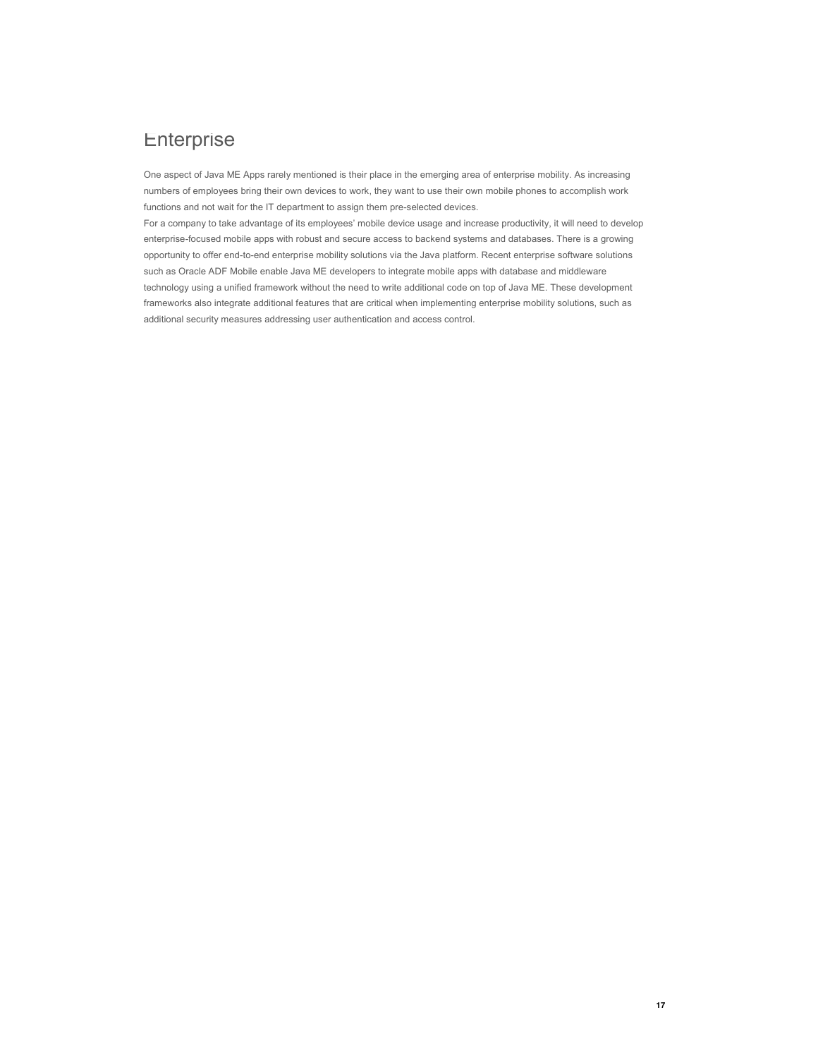# Enterprise

One aspect of Java ME Apps rarely mentioned is their place in the emerging area of enterprise mobility. As increasing numbers of employees bring their own devices to work, they want to use their own mobile phones to accomplish work functions and not wait for the IT department to assign them pre-selected devices.

For a company to take advantage of its employees' mobile device usage and increase productivity, it will need to develop enterprise-focused mobile apps with robust and secure access to backend systems and databases. There is a growing opportunity to offer end-to-end enterprise mobility solutions via the Java platform. Recent enterprise software solutions such as Oracle ADF Mobile enable Java ME developers to integrate mobile apps with database and middleware technology using a unified framework without the need to write additional code on top of Java ME. These development frameworks also integrate additional features that are critical when implementing enterprise mobility solutions, such as additional security measures addressing user authentication and access control.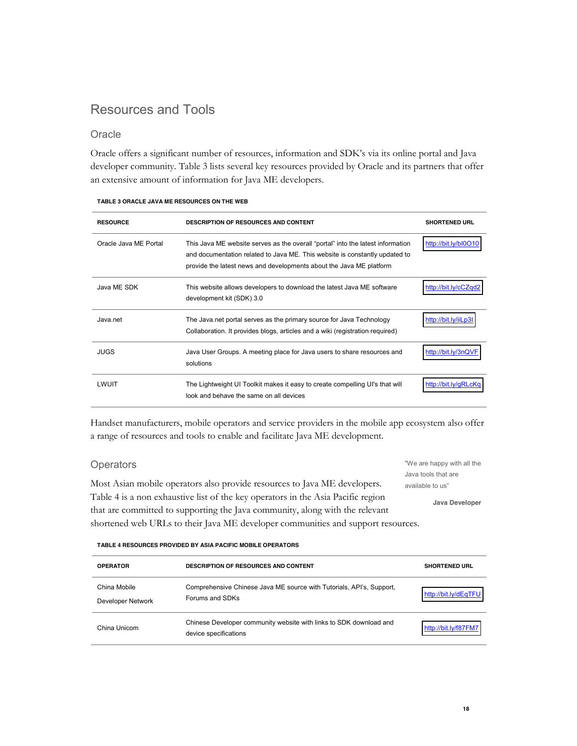# Resources and Tools

## Oracle

Oracle offers a significant number of resources, information and SDK's via its online portal and Java developer community. Table 3 lists several key resources provided by Oracle and its partners that offer an extensive amount of information for Java ME developers.

**TABLE 3 ORACLE JAVA ME RESOURCES ON THE WEB**

| RESOURCE | DESCRIPTION OF RESOURCES AND CONTENT | SHORTENED URL |
|---|---|---|
| Oracle Java ME Portal | This Java ME website serves as the overall "portal" into the latest information and documentation related to Java ME. This website is constantly updated to provide the latest news and developments about the Java ME platform | http://bit.ly/bI0O10 |
| Java ME SDK | This website allows developers to download the latest Java ME software development kit (SDK) 3.0 | http://bit.ly/cCZqd2 |
| Java.net | The Java.net portal serves as the primary source for Java Technology Collaboration. It provides blogs, articles and a wiki (registration required) | http://bit.ly/iiLp3I |
| JUGS | Java User Groups. A meeting place for Java users to share resources and solutions | http://bit.ly/3nQVF |
| LWUIT | The Lightweight UI Toolkit makes it easy to create compelling UI's that will look and behave the same on all devices | http://bit.ly/gRLcKq |

Handset manufacturers, mobile operators and service providers in the mobile app ecosystem also offer a range of resources and tools to enable and facilitate Java ME development.

## Operators

> "We are happy with all the Java tools that are available to us"
>
> **Java Developer**

Most Asian mobile operators also provide resources to Java ME developers. Table 4 is a non exhaustive list of the key operators in the Asia Pacific region that are committed to supporting the Java community, along with the relevant shortened web URLs to their Java ME developer communities and support resources.

**TABLE 4 RESOURCES PROVIDED BY ASIA PACIFIC MOBILE OPERATORS**

| OPERATOR | DESCRIPTION OF RESOURCES AND CONTENT | SHORTENED URL |
|---|---|---|
| China Mobile Developer Network | Comprehensive Chinese Java ME source with Tutorials, API's, Support, Forums and SDKs | http://bit.ly/dEqTFU |
| China Unicom | Chinese Developer community website with links to SDK download and device specifications | http://bit.ly/f87FM7 |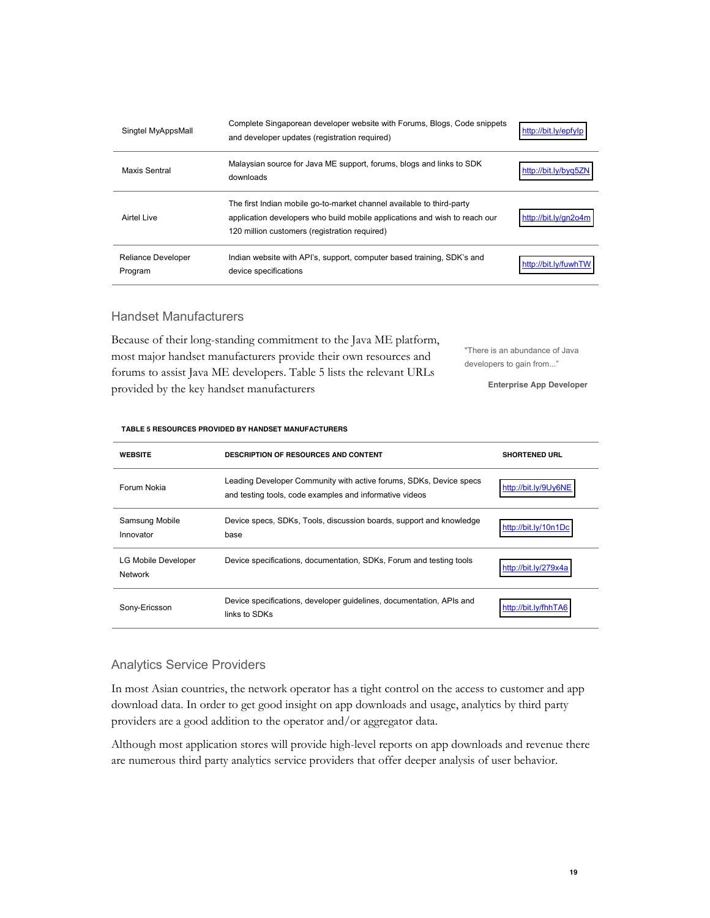| | | |
|---|---|---|
| Singtel MyAppsMall | Complete Singaporean developer website with Forums, Blogs, Code snippets and developer updates (registration required) | http://bit.ly/epfylp |
| Maxis Sentral | Malaysian source for Java ME support, forums, blogs and links to SDK downloads | http://bit.ly/byq5ZN |
| Airtel Live | The first Indian mobile go-to-market channel available to third-party application developers who build mobile applications and wish to reach our 120 million customers (registration required) | http://bit.ly/gn2o4m |
| Reliance Developer Program | Indian website with API's, support, computer based training, SDK's and device specifications | http://bit.ly/fuwhTW |

## Handset Manufacturers

Because of their long-standing commitment to the Java ME platform, most major handset manufacturers provide their own resources and forums to assist Java ME developers. Table 5 lists the relevant URLs provided by the key handset manufacturers

> "There is an abundance of Java developers to gain from..."
>
> **Enterprise App Developer**

**TABLE 5 RESOURCES PROVIDED BY HANDSET MANUFACTURERS**

| WEBSITE | DESCRIPTION OF RESOURCES AND CONTENT | SHORTENED URL |
|---|---|---|
| Forum Nokia | Leading Developer Community with active forums, SDKs, Device specs and testing tools, code examples and informative videos | http://bit.ly/9Uy6NE |
| Samsung Mobile Innovator | Device specs, SDKs, Tools, discussion boards, support and knowledge base | http://bit.ly/10n1Dc |
| LG Mobile Developer Network | Device specifications, documentation, SDKs, Forum and testing tools | http://bit.ly/279x4a |
| Sony-Ericsson | Device specifications, developer guidelines, documentation, APIs and links to SDKs | http://bit.ly/fhhTA6 |

## Analytics Service Providers

In most Asian countries, the network operator has a tight control on the access to customer and app download data. In order to get good insight on app downloads and usage, analytics by third party providers are a good addition to the operator and/or aggregator data.

Although most application stores will provide high-level reports on app downloads and revenue there are numerous third party analytics service providers that offer deeper analysis of user behavior.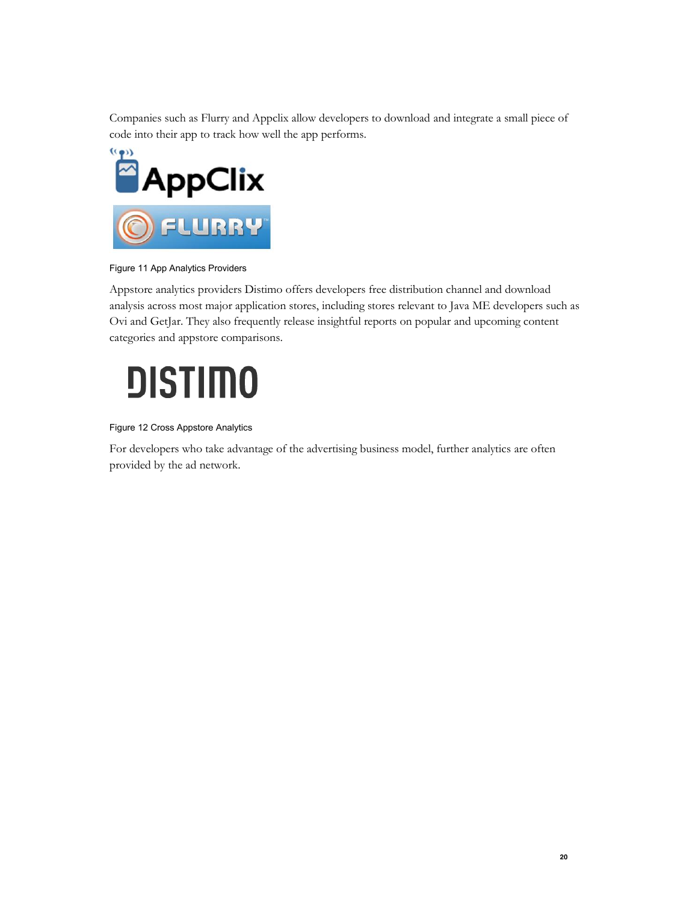Companies such as Flurry and Appclix allow developers to download and integrate a small piece of code into their app to track how well the app performs.

Figure 11 App Analytics Providers

Appstore analytics providers Distimo offers developers free distribution channel and download analysis across most major application stores, including stores relevant to Java ME developers such as Ovi and GetJar. They also frequently release insightful reports on popular and upcoming content categories and appstore comparisons.

Figure 12 Cross Appstore Analytics

For developers who take advantage of the advertising business model, further analytics are often provided by the ad network.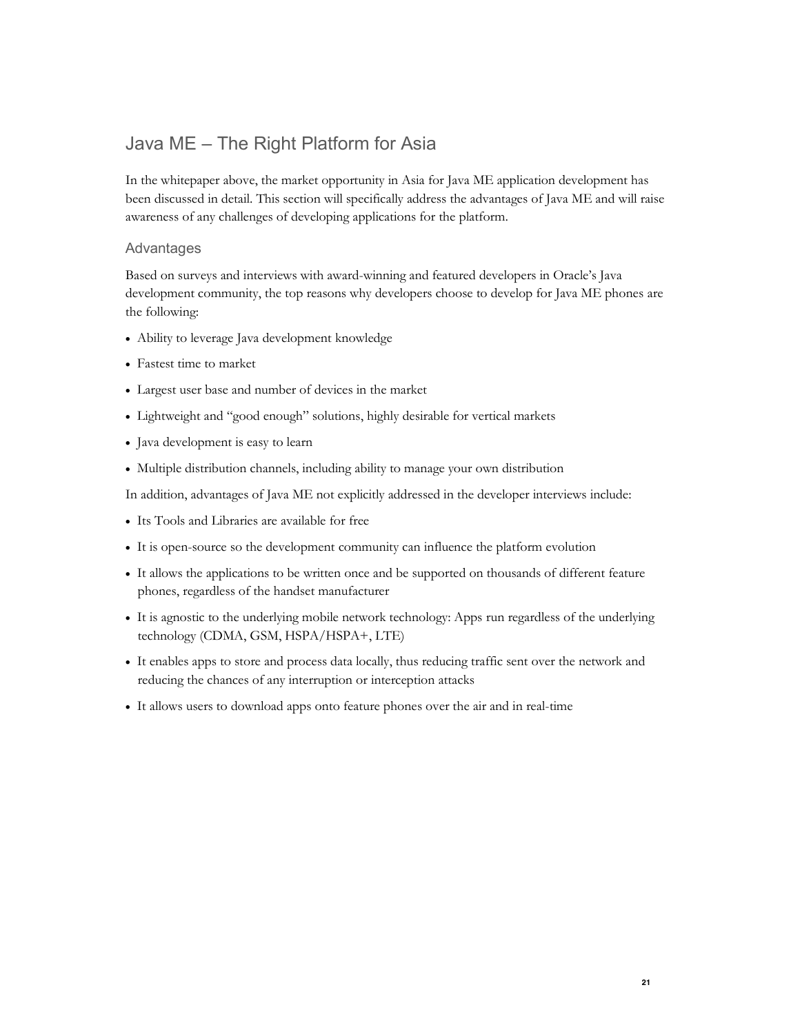## Java ME – The Right Platform for Asia

In the whitepaper above, the market opportunity in Asia for Java ME application development has been discussed in detail. This section will specifically address the advantages of Java ME and will raise awareness of any challenges of developing applications for the platform.

### Advantages

Based on surveys and interviews with award-winning and featured developers in Oracle's Java development community, the top reasons why developers choose to develop for Java ME phones are the following:

- Ability to leverage Java development knowledge
- Fastest time to market
- Largest user base and number of devices in the market
- Lightweight and "good enough" solutions, highly desirable for vertical markets
- Java development is easy to learn
- Multiple distribution channels, including ability to manage your own distribution

In addition, advantages of Java ME not explicitly addressed in the developer interviews include:

- Its Tools and Libraries are available for free
- It is open-source so the development community can influence the platform evolution
- It allows the applications to be written once and be supported on thousands of different feature phones, regardless of the handset manufacturer
- It is agnostic to the underlying mobile network technology: Apps run regardless of the underlying technology (CDMA, GSM, HSPA/HSPA+, LTE)
- It enables apps to store and process data locally, thus reducing traffic sent over the network and reducing the chances of any interruption or interception attacks
- It allows users to download apps onto feature phones over the air and in real-time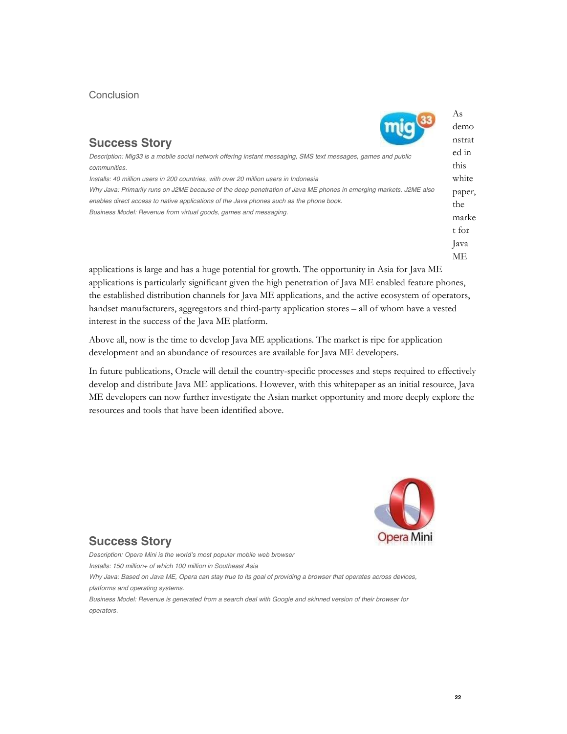## Conclusion

### Success Story

*Description: Mig33 is a mobile social network offering instant messaging, SMS text messages, games and public communities.*

*Installs: 40 million users in 200 countries, with over 20 million users in Indonesia*

*Why Java: Primarily runs on J2ME because of the deep penetration of Java ME phones in emerging markets. J2ME also enables direct access to native applications of the Java phones such as the phone book.*

*Business Model: Revenue from virtual goods, games and messaging.*

As demonstrated in this white paper, the market for Java ME applications is large and has a huge potential for growth. The opportunity in Asia for Java ME applications is particularly significant given the high penetration of Java ME enabled feature phones, the established distribution channels for Java ME applications, and the active ecosystem of operators, handset manufacturers, aggregators and third-party application stores – all of whom have a vested interest in the success of the Java ME platform.

Above all, now is the time to develop Java ME applications. The market is ripe for application development and an abundance of resources are available for Java ME developers.

In future publications, Oracle will detail the country-specific processes and steps required to effectively develop and distribute Java ME applications. However, with this whitepaper as an initial resource, Java ME developers can now further investigate the Asian market opportunity and more deeply explore the resources and tools that have been identified above.

### Success Story

*Description: Opera Mini is the world's most popular mobile web browser*

*Installs: 150 million+ of which 100 million in Southeast Asia*

*Why Java: Based on Java ME, Opera can stay true to its goal of providing a browser that operates across devices, platforms and operating systems.*

*Business Model: Revenue is generated from a search deal with Google and skinned version of their browser for operators.*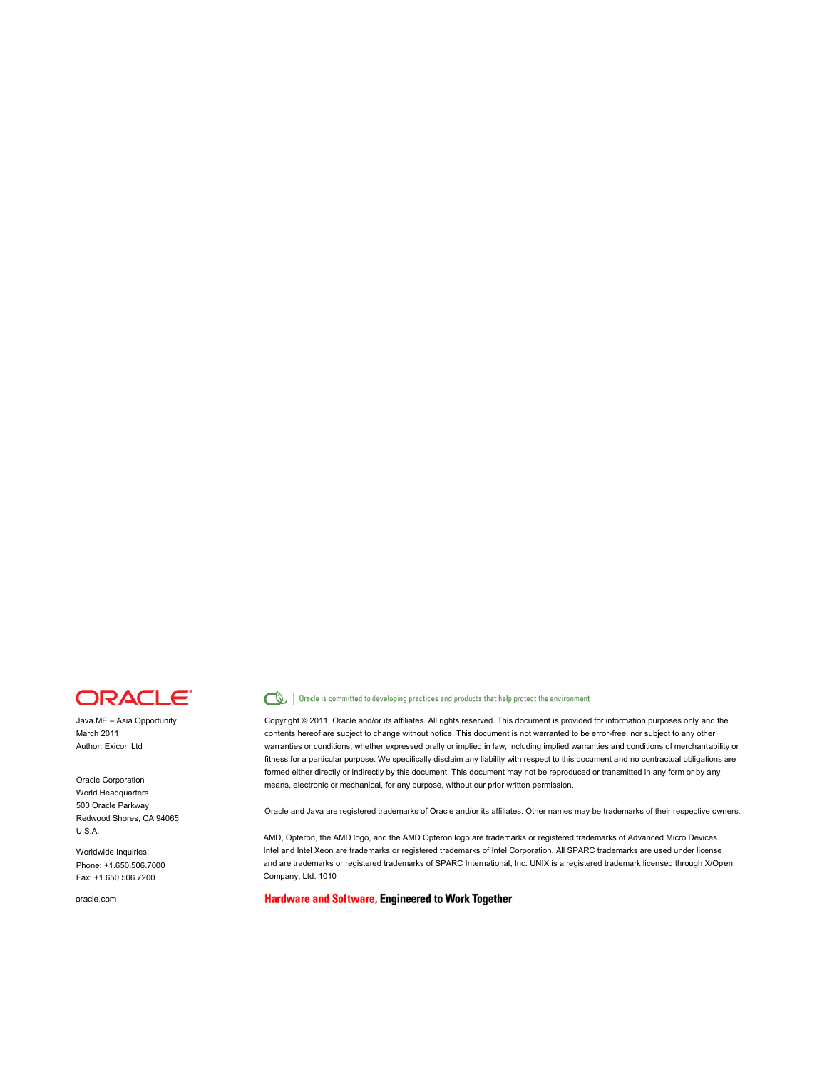ORACLE

Java ME – Asia Opportunity
March 2011
Author: Exicon Ltd

Oracle Corporation
World Headquarters
500 Oracle Parkway
Redwood Shores, CA 94065
U.S.A.

Worldwide Inquiries:
Phone: +1.650.506.7000
Fax: +1.650.506.7200

oracle.com

Oracle is committed to developing practices and products that help protect the environment

Copyright © 2011, Oracle and/or its affiliates. All rights reserved. This document is provided for information purposes only and the contents hereof are subject to change without notice. This document is not warranted to be error-free, nor subject to any other warranties or conditions, whether expressed orally or implied in law, including implied warranties and conditions of merchantability or fitness for a particular purpose. We specifically disclaim any liability with respect to this document and no contractual obligations are formed either directly or indirectly by this document. This document may not be reproduced or transmitted in any form or by any means, electronic or mechanical, for any purpose, without our prior written permission.

Oracle and Java are registered trademarks of Oracle and/or its affiliates. Other names may be trademarks of their respective owners.

AMD, Opteron, the AMD logo, and the AMD Opteron logo are trademarks or registered trademarks of Advanced Micro Devices. Intel and Intel Xeon are trademarks or registered trademarks of Intel Corporation. All SPARC trademarks are used under license and are trademarks or registered trademarks of SPARC International, Inc. UNIX is a registered trademark licensed through X/Open Company, Ltd. 1010

**Hardware and Software, Engineered to Work Together**